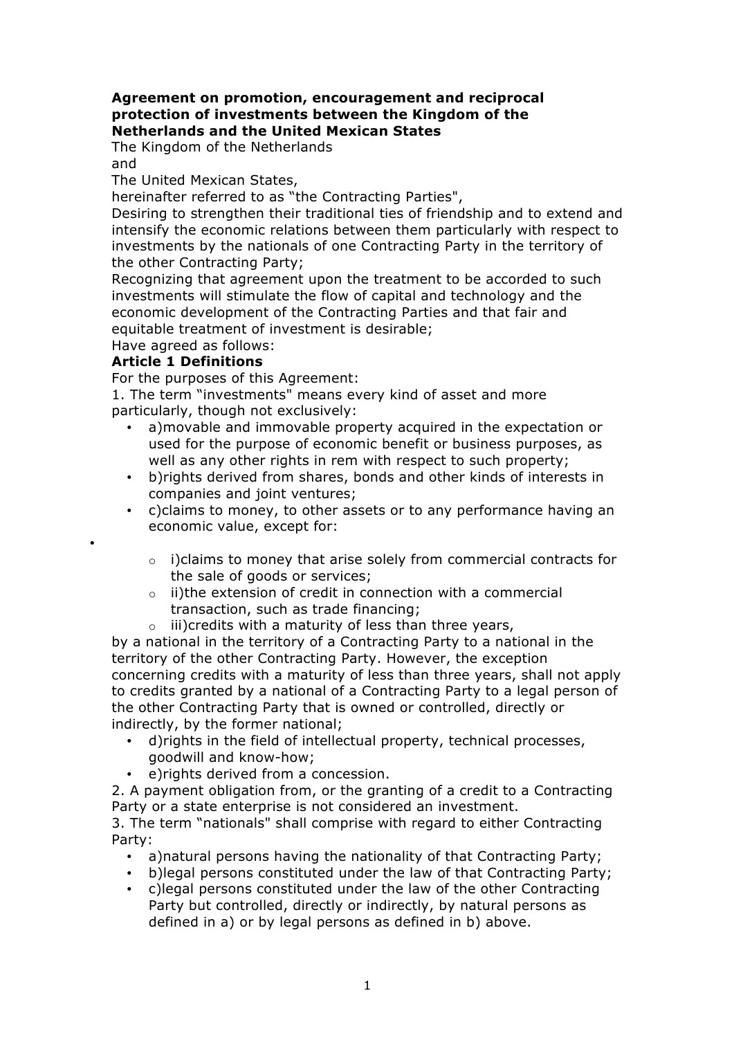**Agreement on promotion, encouragement and reciprocal protection of investments between the Kingdom of the Netherlands and the United Mexican States**

The Kingdom of the Netherlands

and

The United Mexican States,

hereinafter referred to as "the Contracting Parties",

Desiring to strengthen their traditional ties of friendship and to extend and intensify the economic relations between them particularly with respect to investments by the nationals of one Contracting Party in the territory of the other Contracting Party;

Recognizing that agreement upon the treatment to be accorded to such investments will stimulate the flow of capital and technology and the economic development of the Contracting Parties and that fair and equitable treatment of investment is desirable;

Have agreed as follows:

**Article 1 Definitions**

For the purposes of this Agreement:

1. The term "investments" means every kind of asset and more particularly, though not exclusively:

- a)movable and immovable property acquired in the expectation or used for the purpose of economic benefit or business purposes, as well as any other rights in rem with respect to such property;
- b)rights derived from shares, bonds and other kinds of interests in companies and joint ventures;
- c)claims to money, to other assets or to any performance having an economic value, except for:
  - i)claims to money that arise solely from commercial contracts for the sale of goods or services;
  - ii)the extension of credit in connection with a commercial transaction, such as trade financing;
  - iii)credits with a maturity of less than three years,

by a national in the territory of a Contracting Party to a national in the territory of the other Contracting Party. However, the exception concerning credits with a maturity of less than three years, shall not apply to credits granted by a national of a Contracting Party to a legal person of the other Contracting Party that is owned or controlled, directly or indirectly, by the former national;

- d)rights in the field of intellectual property, technical processes, goodwill and know-how;
- e)rights derived from a concession.

2. A payment obligation from, or the granting of a credit to a Contracting Party or a state enterprise is not considered an investment.

3. The term "nationals" shall comprise with regard to either Contracting Party:

- a)natural persons having the nationality of that Contracting Party;
- b)legal persons constituted under the law of that Contracting Party;
- c)legal persons constituted under the law of the other Contracting Party but controlled, directly or indirectly, by natural persons as defined in a) or by legal persons as defined in b) above.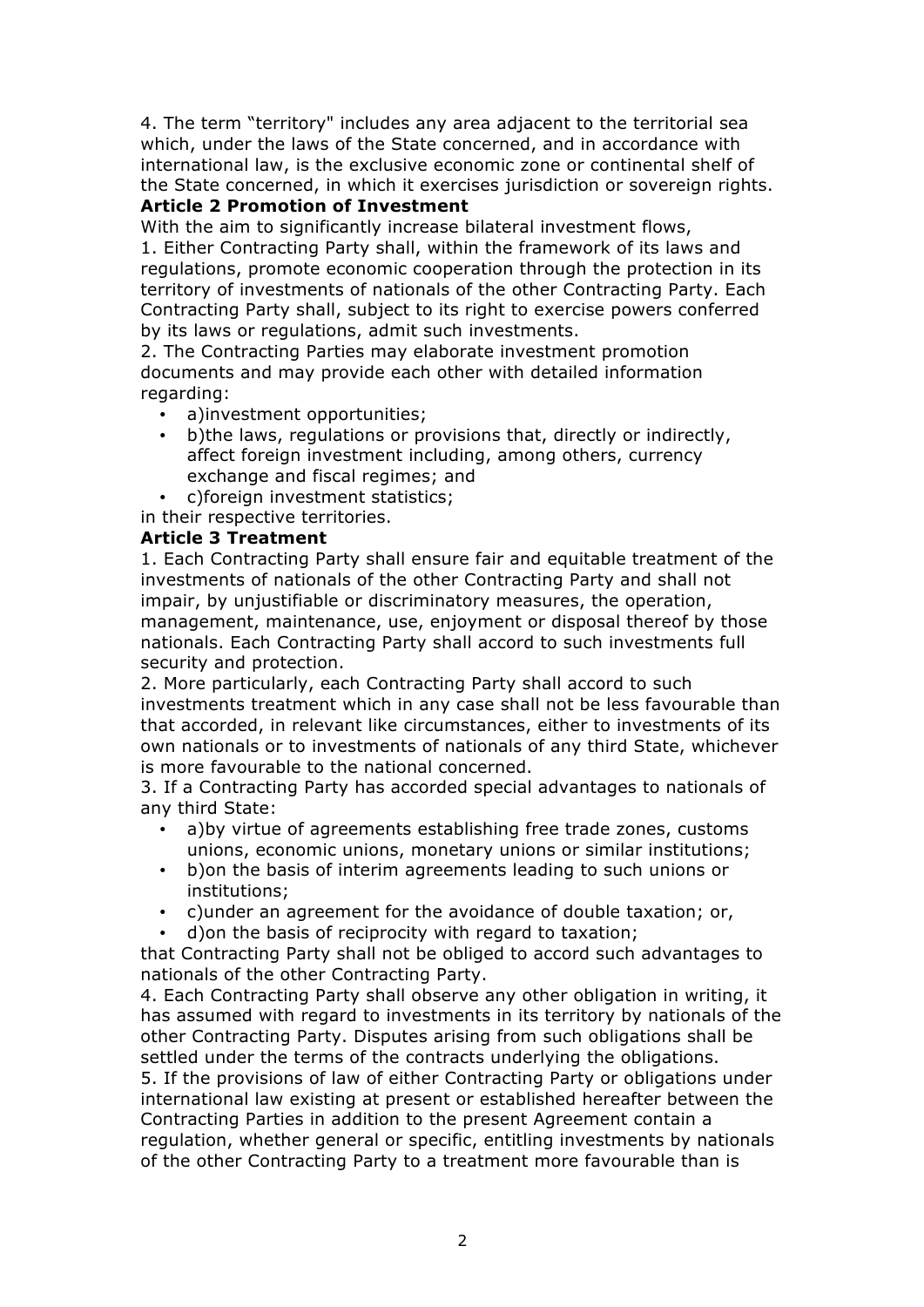4. The term "territory" includes any area adjacent to the territorial sea which, under the laws of the State concerned, and in accordance with international law, is the exclusive economic zone or continental shelf of the State concerned, in which it exercises jurisdiction or sovereign rights.

**Article 2 Promotion of Investment**

With the aim to significantly increase bilateral investment flows,

1. Either Contracting Party shall, within the framework of its laws and regulations, promote economic cooperation through the protection in its territory of investments of nationals of the other Contracting Party. Each Contracting Party shall, subject to its right to exercise powers conferred by its laws or regulations, admit such investments.

2. The Contracting Parties may elaborate investment promotion documents and may provide each other with detailed information regarding:

- a)investment opportunities;
- b)the laws, regulations or provisions that, directly or indirectly, affect foreign investment including, among others, currency exchange and fiscal regimes; and
- c)foreign investment statistics;

in their respective territories.

**Article 3 Treatment**

1. Each Contracting Party shall ensure fair and equitable treatment of the investments of nationals of the other Contracting Party and shall not impair, by unjustifiable or discriminatory measures, the operation, management, maintenance, use, enjoyment or disposal thereof by those nationals. Each Contracting Party shall accord to such investments full security and protection.

2. More particularly, each Contracting Party shall accord to such investments treatment which in any case shall not be less favourable than that accorded, in relevant like circumstances, either to investments of its own nationals or to investments of nationals of any third State, whichever is more favourable to the national concerned.

3. If a Contracting Party has accorded special advantages to nationals of any third State:

- a)by virtue of agreements establishing free trade zones, customs unions, economic unions, monetary unions or similar institutions;
- b)on the basis of interim agreements leading to such unions or institutions;
- c)under an agreement for the avoidance of double taxation; or,
- d)on the basis of reciprocity with regard to taxation;

that Contracting Party shall not be obliged to accord such advantages to nationals of the other Contracting Party.

4. Each Contracting Party shall observe any other obligation in writing, it has assumed with regard to investments in its territory by nationals of the other Contracting Party. Disputes arising from such obligations shall be settled under the terms of the contracts underlying the obligations.

5. If the provisions of law of either Contracting Party or obligations under international law existing at present or established hereafter between the Contracting Parties in addition to the present Agreement contain a regulation, whether general or specific, entitling investments by nationals of the other Contracting Party to a treatment more favourable than is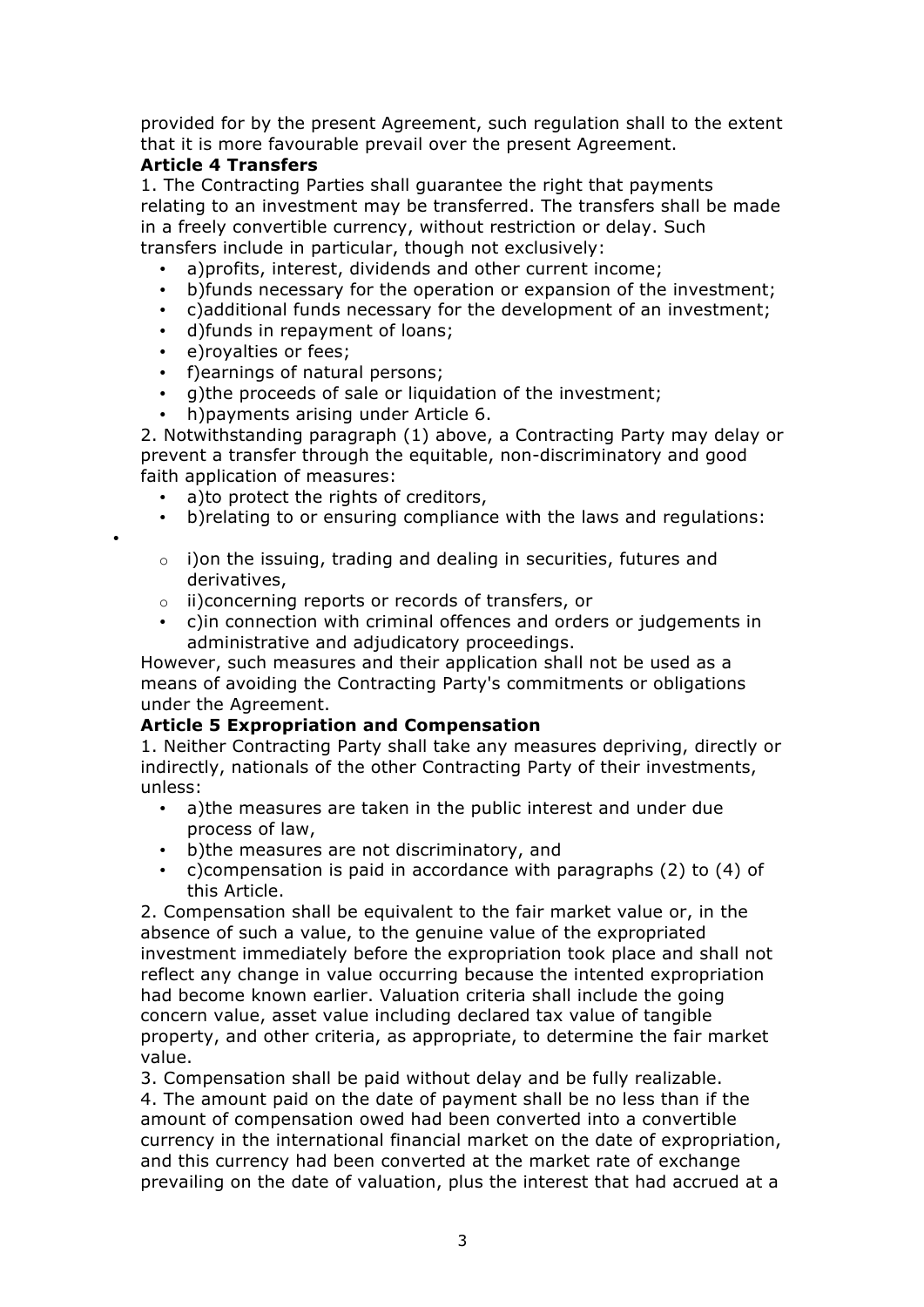provided for by the present Agreement, such regulation shall to the extent that it is more favourable prevail over the present Agreement.

**Article 4 Transfers**

1. The Contracting Parties shall guarantee the right that payments relating to an investment may be transferred. The transfers shall be made in a freely convertible currency, without restriction or delay. Such transfers include in particular, though not exclusively:

- a)profits, interest, dividends and other current income;
- b)funds necessary for the operation or expansion of the investment;
- c)additional funds necessary for the development of an investment;
- d)funds in repayment of loans;
- e)royalties or fees;
- f)earnings of natural persons;
- g)the proceeds of sale or liquidation of the investment;
- h)payments arising under Article 6.

2. Notwithstanding paragraph (1) above, a Contracting Party may delay or prevent a transfer through the equitable, non-discriminatory and good faith application of measures:

- a)to protect the rights of creditors,
- b)relating to or ensuring compliance with the laws and regulations:
  - i)on the issuing, trading and dealing in securities, futures and derivatives,
  - ii)concerning reports or records of transfers, or
- c)in connection with criminal offences and orders or judgements in administrative and adjudicatory proceedings.

However, such measures and their application shall not be used as a means of avoiding the Contracting Party's commitments or obligations under the Agreement.

**Article 5 Expropriation and Compensation**

1. Neither Contracting Party shall take any measures depriving, directly or indirectly, nationals of the other Contracting Party of their investments, unless:

- a)the measures are taken in the public interest and under due process of law,
- b)the measures are not discriminatory, and
- c)compensation is paid in accordance with paragraphs (2) to (4) of this Article.

2. Compensation shall be equivalent to the fair market value or, in the absence of such a value, to the genuine value of the expropriated investment immediately before the expropriation took place and shall not reflect any change in value occurring because the intented expropriation had become known earlier. Valuation criteria shall include the going concern value, asset value including declared tax value of tangible property, and other criteria, as appropriate, to determine the fair market value.

3. Compensation shall be paid without delay and be fully realizable.

4. The amount paid on the date of payment shall be no less than if the amount of compensation owed had been converted into a convertible currency in the international financial market on the date of expropriation, and this currency had been converted at the market rate of exchange prevailing on the date of valuation, plus the interest that had accrued at a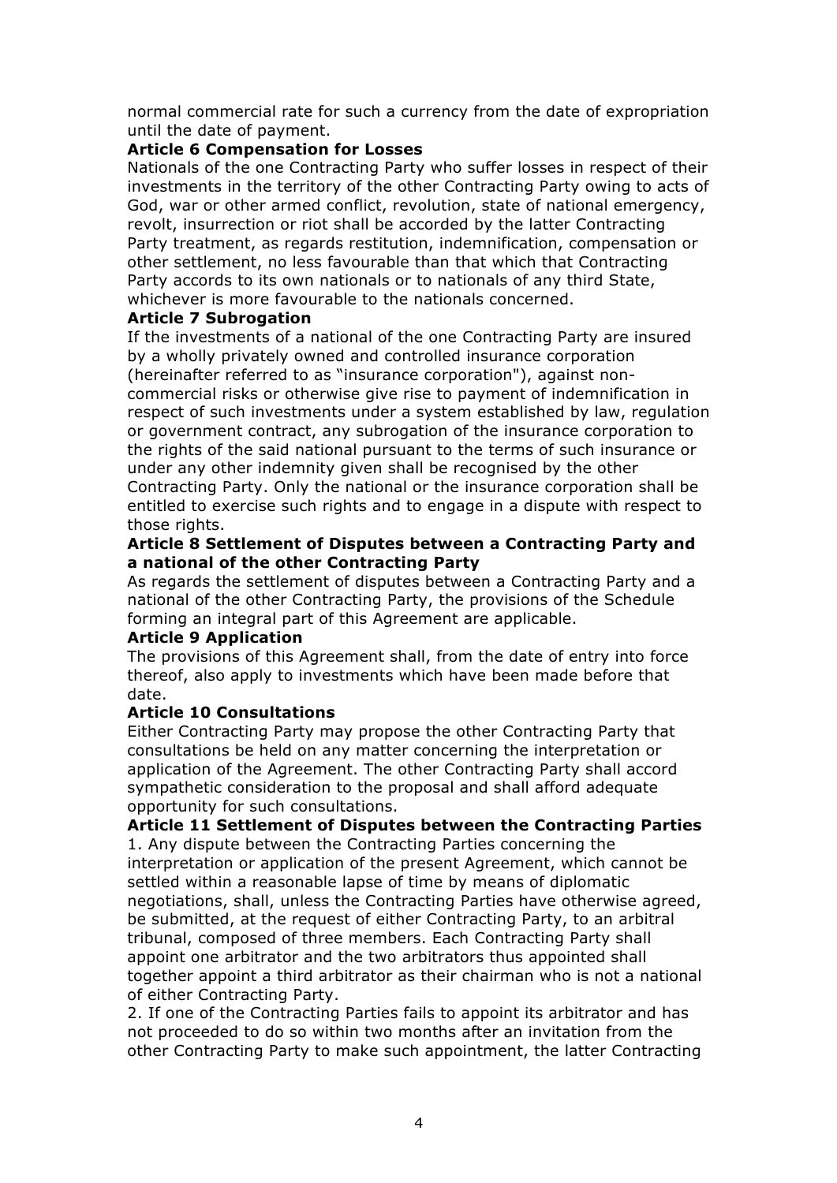normal commercial rate for such a currency from the date of expropriation until the date of payment.

**Article 6 Compensation for Losses**

Nationals of the one Contracting Party who suffer losses in respect of their investments in the territory of the other Contracting Party owing to acts of God, war or other armed conflict, revolution, state of national emergency, revolt, insurrection or riot shall be accorded by the latter Contracting Party treatment, as regards restitution, indemnification, compensation or other settlement, no less favourable than that which that Contracting Party accords to its own nationals or to nationals of any third State, whichever is more favourable to the nationals concerned.

**Article 7 Subrogation**

If the investments of a national of the one Contracting Party are insured by a wholly privately owned and controlled insurance corporation (hereinafter referred to as "insurance corporation"), against non-commercial risks or otherwise give rise to payment of indemnification in respect of such investments under a system established by law, regulation or government contract, any subrogation of the insurance corporation to the rights of the said national pursuant to the terms of such insurance or under any other indemnity given shall be recognised by the other Contracting Party. Only the national or the insurance corporation shall be entitled to exercise such rights and to engage in a dispute with respect to those rights.

**Article 8 Settlement of Disputes between a Contracting Party and a national of the other Contracting Party**

As regards the settlement of disputes between a Contracting Party and a national of the other Contracting Party, the provisions of the Schedule forming an integral part of this Agreement are applicable.

**Article 9 Application**

The provisions of this Agreement shall, from the date of entry into force thereof, also apply to investments which have been made before that date.

**Article 10 Consultations**

Either Contracting Party may propose the other Contracting Party that consultations be held on any matter concerning the interpretation or application of the Agreement. The other Contracting Party shall accord sympathetic consideration to the proposal and shall afford adequate opportunity for such consultations.

**Article 11 Settlement of Disputes between the Contracting Parties**

1. Any dispute between the Contracting Parties concerning the interpretation or application of the present Agreement, which cannot be settled within a reasonable lapse of time by means of diplomatic negotiations, shall, unless the Contracting Parties have otherwise agreed, be submitted, at the request of either Contracting Party, to an arbitral tribunal, composed of three members. Each Contracting Party shall appoint one arbitrator and the two arbitrators thus appointed shall together appoint a third arbitrator as their chairman who is not a national of either Contracting Party.

2. If one of the Contracting Parties fails to appoint its arbitrator and has not proceeded to do so within two months after an invitation from the other Contracting Party to make such appointment, the latter Contracting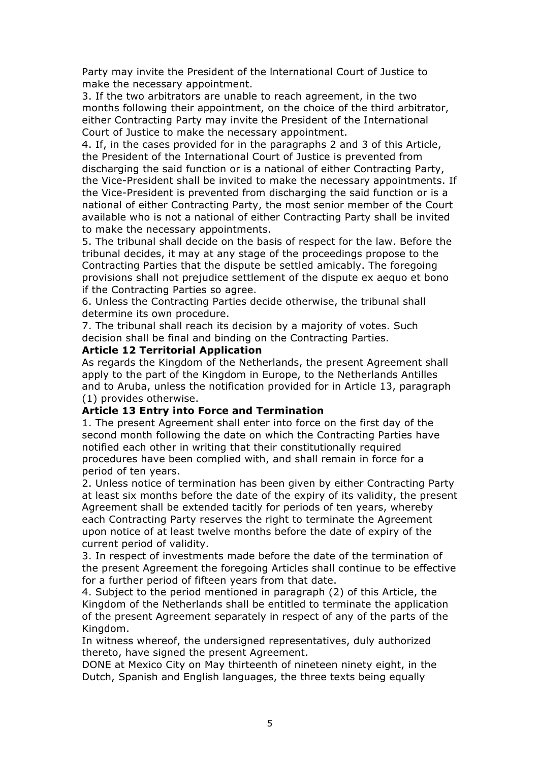Party may invite the President of the lnternational Court of Justice to make the necessary appointment.

3. If the two arbitrators are unable to reach agreement, in the two months following their appointment, on the choice of the third arbitrator, either Contracting Party may invite the President of the International Court of Justice to make the necessary appointment.

4. If, in the cases provided for in the paragraphs 2 and 3 of this Article, the President of the International Court of Justice is prevented from discharging the said function or is a national of either Contracting Party, the Vice-President shall be invited to make the necessary appointments. If the Vice-President is prevented from discharging the said function or is a national of either Contracting Party, the most senior member of the Court available who is not a national of either Contracting Party shall be invited to make the necessary appointments.

5. The tribunal shall decide on the basis of respect for the law. Before the tribunal decides, it may at any stage of the proceedings propose to the Contracting Parties that the dispute be settled amicably. The foregoing provisions shall not prejudice settlement of the dispute ex aequo et bono if the Contracting Parties so agree.

6. Unless the Contracting Parties decide otherwise, the tribunal shall determine its own procedure.

7. The tribunal shall reach its decision by a majority of votes. Such decision shall be final and binding on the Contracting Parties.

**Article 12 Territorial Application**

As regards the Kingdom of the Netherlands, the present Agreement shall apply to the part of the Kingdom in Europe, to the Netherlands Antilles and to Aruba, unless the notification provided for in Article 13, paragraph (1) provides otherwise.

**Article 13 Entry into Force and Termination**

1. The present Agreement shall enter into force on the first day of the second month following the date on which the Contracting Parties have notified each other in writing that their constitutionally required procedures have been complied with, and shall remain in force for a period of ten years.

2. Unless notice of termination has been given by either Contracting Party at least six months before the date of the expiry of its validity, the present Agreement shall be extended tacitly for periods of ten years, whereby each Contracting Party reserves the right to terminate the Agreement upon notice of at least twelve months before the date of expiry of the current period of validity.

3. In respect of investments made before the date of the termination of the present Agreement the foregoing Articles shall continue to be effective for a further period of fifteen years from that date.

4. Subject to the period mentioned in paragraph (2) of this Article, the Kingdom of the Netherlands shall be entitled to terminate the application of the present Agreement separately in respect of any of the parts of the Kingdom.

In witness whereof, the undersigned representatives, duly authorized thereto, have signed the present Agreement.

DONE at Mexico City on May thirteenth of nineteen ninety eight, in the Dutch, Spanish and English languages, the three texts being equally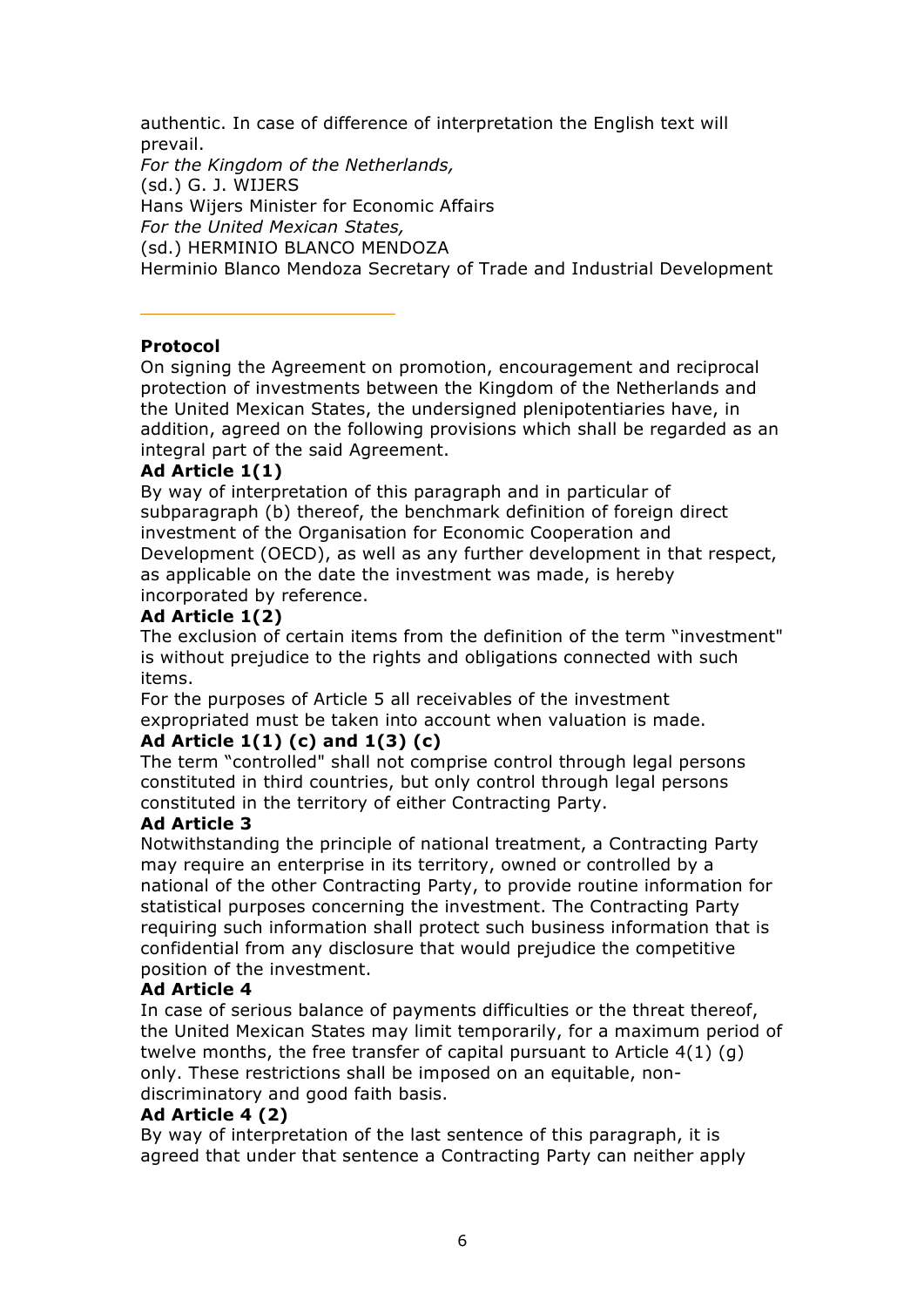authentic. In case of difference of interpretation the English text will prevail.

*For the Kingdom of the Netherlands,*

(sd.) G. J. WIJERS

Hans Wijers Minister for Economic Affairs

*For the United Mexican States,*

(sd.) HERMINIO BLANCO MENDOZA

Herminio Blanco Mendoza Secretary of Trade and Industrial Development

---

**Protocol**

On signing the Agreement on promotion, encouragement and reciprocal protection of investments between the Kingdom of the Netherlands and the United Mexican States, the undersigned plenipotentiaries have, in addition, agreed on the following provisions which shall be regarded as an integral part of the said Agreement.

**Ad Article 1(1)**

By way of interpretation of this paragraph and in particular of subparagraph (b) thereof, the benchmark definition of foreign direct investment of the Organisation for Economic Cooperation and Development (OECD), as well as any further development in that respect, as applicable on the date the investment was made, is hereby incorporated by reference.

**Ad Article 1(2)**

The exclusion of certain items from the definition of the term "investment" is without prejudice to the rights and obligations connected with such items.

For the purposes of Article 5 all receivables of the investment expropriated must be taken into account when valuation is made.

**Ad Article 1(1) (c) and 1(3) (c)**

The term "controlled" shall not comprise control through legal persons constituted in third countries, but only control through legal persons constituted in the territory of either Contracting Party.

**Ad Article 3**

Notwithstanding the principle of national treatment, a Contracting Party may require an enterprise in its territory, owned or controlled by a national of the other Contracting Party, to provide routine information for statistical purposes concerning the investment. The Contracting Party requiring such information shall protect such business information that is confidential from any disclosure that would prejudice the competitive position of the investment.

**Ad Article 4**

In case of serious balance of payments difficulties or the threat thereof, the United Mexican States may limit temporarily, for a maximum period of twelve months, the free transfer of capital pursuant to Article 4(1) (g) only. These restrictions shall be imposed on an equitable, non-discriminatory and good faith basis.

**Ad Article 4 (2)**

By way of interpretation of the last sentence of this paragraph, it is agreed that under that sentence a Contracting Party can neither apply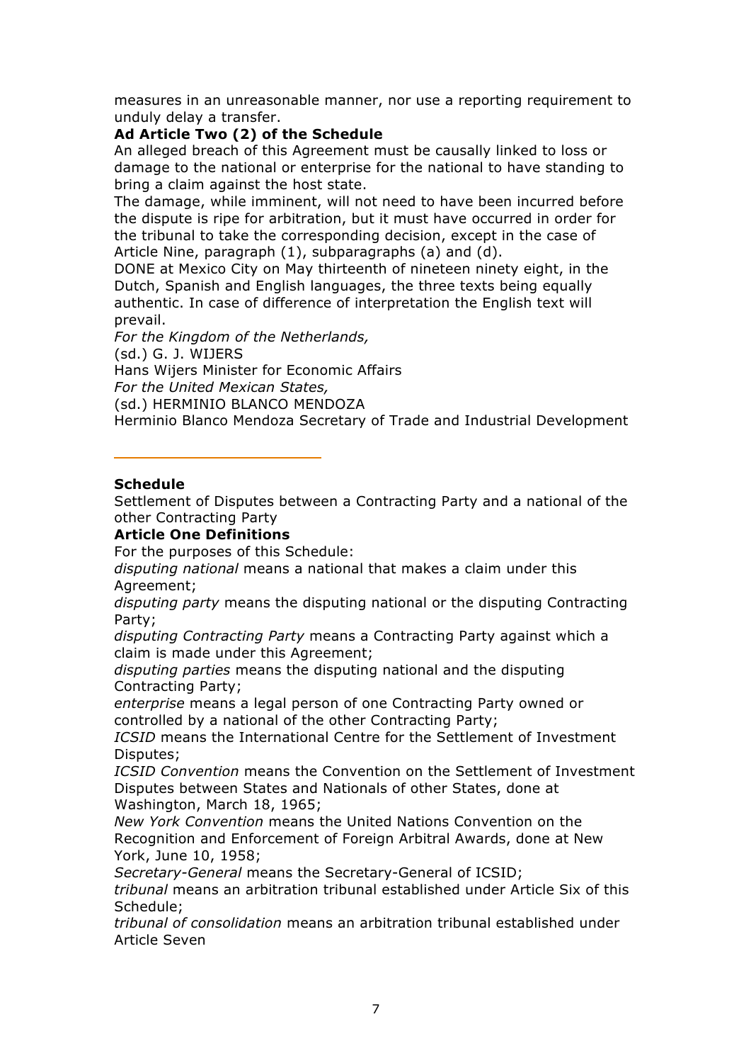measures in an unreasonable manner, nor use a reporting requirement to unduly delay a transfer.

**Ad Article Two (2) of the Schedule**

An alleged breach of this Agreement must be causally linked to loss or damage to the national or enterprise for the national to have standing to bring a claim against the host state.

The damage, while imminent, will not need to have been incurred before the dispute is ripe for arbitration, but it must have occurred in order for the tribunal to take the corresponding decision, except in the case of Article Nine, paragraph (1), subparagraphs (a) and (d).

DONE at Mexico City on May thirteenth of nineteen ninety eight, in the Dutch, Spanish and English languages, the three texts being equally authentic. In case of difference of interpretation the English text will prevail.

*For the Kingdom of the Netherlands,*

(sd.) G. J. WIJERS

Hans Wijers Minister for Economic Affairs

*For the United Mexican States,*

(sd.) HERMINIO BLANCO MENDOZA

Herminio Blanco Mendoza Secretary of Trade and Industrial Development

---

**Schedule**

Settlement of Disputes between a Contracting Party and a national of the other Contracting Party

**Article One Definitions**

For the purposes of this Schedule:

*disputing national* means a national that makes a claim under this Agreement;

*disputing party* means the disputing national or the disputing Contracting Party;

*disputing Contracting Party* means a Contracting Party against which a claim is made under this Agreement;

*disputing parties* means the disputing national and the disputing Contracting Party;

*enterprise* means a legal person of one Contracting Party owned or controlled by a national of the other Contracting Party;

*ICSID* means the International Centre for the Settlement of Investment Disputes;

*ICSID Convention* means the Convention on the Settlement of Investment Disputes between States and Nationals of other States, done at Washington, March 18, 1965;

*New York Convention* means the United Nations Convention on the Recognition and Enforcement of Foreign Arbitral Awards, done at New York, June 10, 1958;

*Secretary-General* means the Secretary-General of ICSID;

*tribunal* means an arbitration tribunal established under Article Six of this Schedule;

*tribunal of consolidation* means an arbitration tribunal established under Article Seven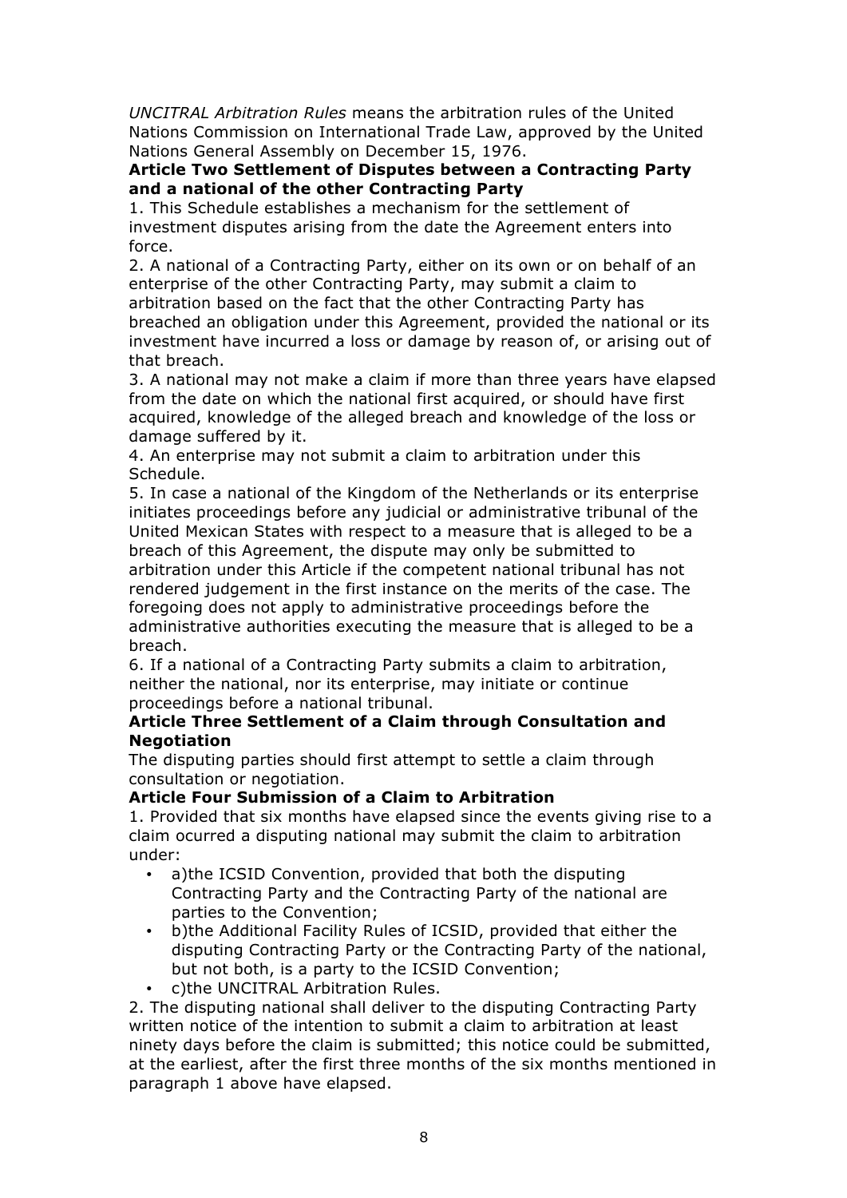*UNCITRAL Arbitration Rules* means the arbitration rules of the United Nations Commission on International Trade Law, approved by the United Nations General Assembly on December 15, 1976.

**Article Two Settlement of Disputes between a Contracting Party and a national of the other Contracting Party**

1. This Schedule establishes a mechanism for the settlement of investment disputes arising from the date the Agreement enters into force.

2. A national of a Contracting Party, either on its own or on behalf of an enterprise of the other Contracting Party, may submit a claim to arbitration based on the fact that the other Contracting Party has breached an obligation under this Agreement, provided the national or its investment have incurred a loss or damage by reason of, or arising out of that breach.

3. A national may not make a claim if more than three years have elapsed from the date on which the national first acquired, or should have first acquired, knowledge of the alleged breach and knowledge of the loss or damage suffered by it.

4. An enterprise may not submit a claim to arbitration under this Schedule.

5. In case a national of the Kingdom of the Netherlands or its enterprise initiates proceedings before any judicial or administrative tribunal of the United Mexican States with respect to a measure that is alleged to be a breach of this Agreement, the dispute may only be submitted to arbitration under this Article if the competent national tribunal has not rendered judgement in the first instance on the merits of the case. The foregoing does not apply to administrative proceedings before the administrative authorities executing the measure that is alleged to be a breach.

6. If a national of a Contracting Party submits a claim to arbitration, neither the national, nor its enterprise, may initiate or continue proceedings before a national tribunal.

**Article Three Settlement of a Claim through Consultation and Negotiation**

The disputing parties should first attempt to settle a claim through consultation or negotiation.

**Article Four Submission of a Claim to Arbitration**

1. Provided that six months have elapsed since the events giving rise to a claim ocurred a disputing national may submit the claim to arbitration under:

- a)the ICSID Convention, provided that both the disputing Contracting Party and the Contracting Party of the national are parties to the Convention;
- b)the Additional Facility Rules of ICSID, provided that either the disputing Contracting Party or the Contracting Party of the national, but not both, is a party to the ICSID Convention;
- c)the UNCITRAL Arbitration Rules.

2. The disputing national shall deliver to the disputing Contracting Party written notice of the intention to submit a claim to arbitration at least ninety days before the claim is submitted; this notice could be submitted, at the earliest, after the first three months of the six months mentioned in paragraph 1 above have elapsed.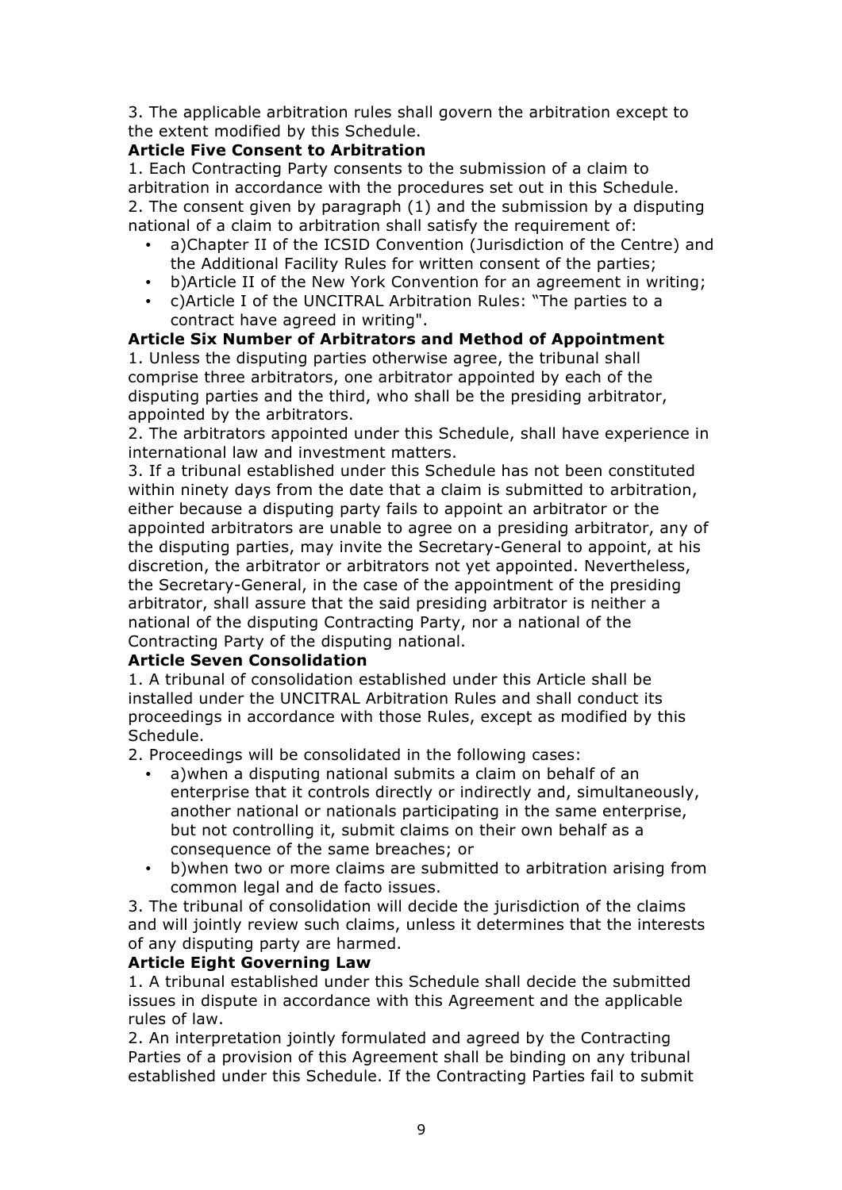3. The applicable arbitration rules shall govern the arbitration except to the extent modified by this Schedule.

**Article Five Consent to Arbitration**

1. Each Contracting Party consents to the submission of a claim to arbitration in accordance with the procedures set out in this Schedule.
2. The consent given by paragraph (1) and the submission by a disputing national of a claim to arbitration shall satisfy the requirement of:

- a)Chapter II of the ICSID Convention (Jurisdiction of the Centre) and the Additional Facility Rules for written consent of the parties;
- b)Article II of the New York Convention for an agreement in writing;
- c)Article I of the UNCITRAL Arbitration Rules: "The parties to a contract have agreed in writing".

**Article Six Number of Arbitrators and Method of Appointment**

1. Unless the disputing parties otherwise agree, the tribunal shall comprise three arbitrators, one arbitrator appointed by each of the disputing parties and the third, who shall be the presiding arbitrator, appointed by the arbitrators.
2. The arbitrators appointed under this Schedule, shall have experience in international law and investment matters.
3. If a tribunal established under this Schedule has not been constituted within ninety days from the date that a claim is submitted to arbitration, either because a disputing party fails to appoint an arbitrator or the appointed arbitrators are unable to agree on a presiding arbitrator, any of the disputing parties, may invite the Secretary-General to appoint, at his discretion, the arbitrator or arbitrators not yet appointed. Nevertheless, the Secretary-General, in the case of the appointment of the presiding arbitrator, shall assure that the said presiding arbitrator is neither a national of the disputing Contracting Party, nor a national of the Contracting Party of the disputing national.

**Article Seven Consolidation**

1. A tribunal of consolidation established under this Article shall be installed under the UNCITRAL Arbitration Rules and shall conduct its proceedings in accordance with those Rules, except as modified by this Schedule.
2. Proceedings will be consolidated in the following cases:

- a)when a disputing national submits a claim on behalf of an enterprise that it controls directly or indirectly and, simultaneously, another national or nationals participating in the same enterprise, but not controlling it, submit claims on their own behalf as a consequence of the same breaches; or
- b)when two or more claims are submitted to arbitration arising from common legal and de facto issues.

3. The tribunal of consolidation will decide the jurisdiction of the claims and will jointly review such claims, unless it determines that the interests of any disputing party are harmed.

**Article Eight Governing Law**

1. A tribunal established under this Schedule shall decide the submitted issues in dispute in accordance with this Agreement and the applicable rules of law.
2. An interpretation jointly formulated and agreed by the Contracting Parties of a provision of this Agreement shall be binding on any tribunal established under this Schedule. If the Contracting Parties fail to submit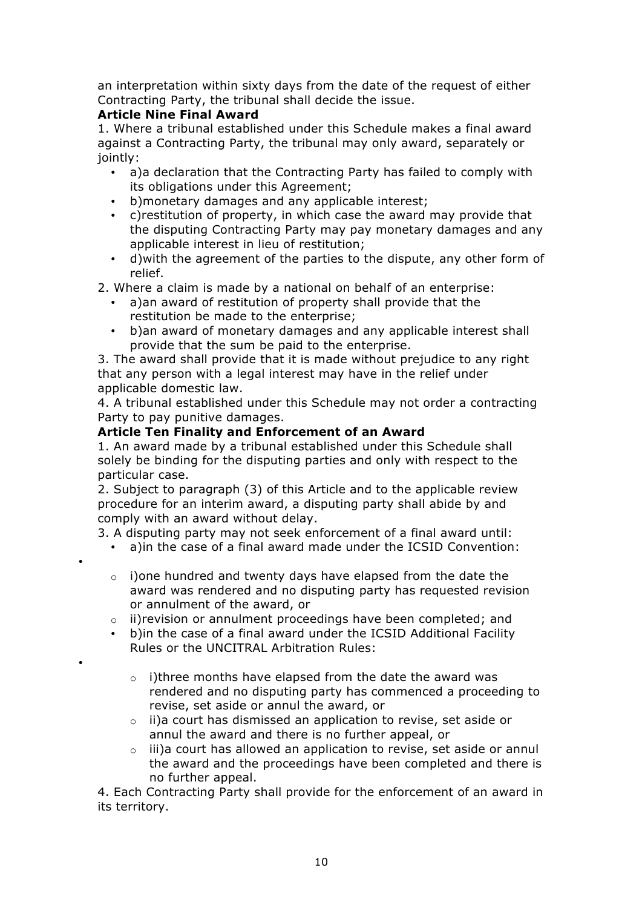an interpretation within sixty days from the date of the request of either Contracting Party, the tribunal shall decide the issue.

**Article Nine Final Award**

1. Where a tribunal established under this Schedule makes a final award against a Contracting Party, the tribunal may only award, separately or jointly:
   - a)a declaration that the Contracting Party has failed to comply with its obligations under this Agreement;
   - b)monetary damages and any applicable interest;
   - c)restitution of property, in which case the award may provide that the disputing Contracting Party may pay monetary damages and any applicable interest in lieu of restitution;
   - d)with the agreement of the parties to the dispute, any other form of relief.
2. Where a claim is made by a national on behalf of an enterprise:
   - a)an award of restitution of property shall provide that the restitution be made to the enterprise;
   - b)an award of monetary damages and any applicable interest shall provide that the sum be paid to the enterprise.
3. The award shall provide that it is made without prejudice to any right that any person with a legal interest may have in the relief under applicable domestic law.
4. A tribunal established under this Schedule may not order a contracting Party to pay punitive damages.

**Article Ten Finality and Enforcement of an Award**

1. An award made by a tribunal established under this Schedule shall solely be binding for the disputing parties and only with respect to the particular case.
2. Subject to paragraph (3) of this Article and to the applicable review procedure for an interim award, a disputing party shall abide by and comply with an award without delay.
3. A disputing party may not seek enforcement of a final award until:
   - a)in the case of a final award made under the ICSID Convention:
     - i)one hundred and twenty days have elapsed from the date the award was rendered and no disputing party has requested revision or annulment of the award, or
     - ii)revision or annulment proceedings have been completed; and
   - b)in the case of a final award under the ICSID Additional Facility Rules or the UNCITRAL Arbitration Rules:
     - i)three months have elapsed from the date the award was rendered and no disputing party has commenced a proceeding to revise, set aside or annul the award, or
     - ii)a court has dismissed an application to revise, set aside or annul the award and there is no further appeal, or
     - iii)a court has allowed an application to revise, set aside or annul the award and the proceedings have been completed and there is no further appeal.
4. Each Contracting Party shall provide for the enforcement of an award in its territory.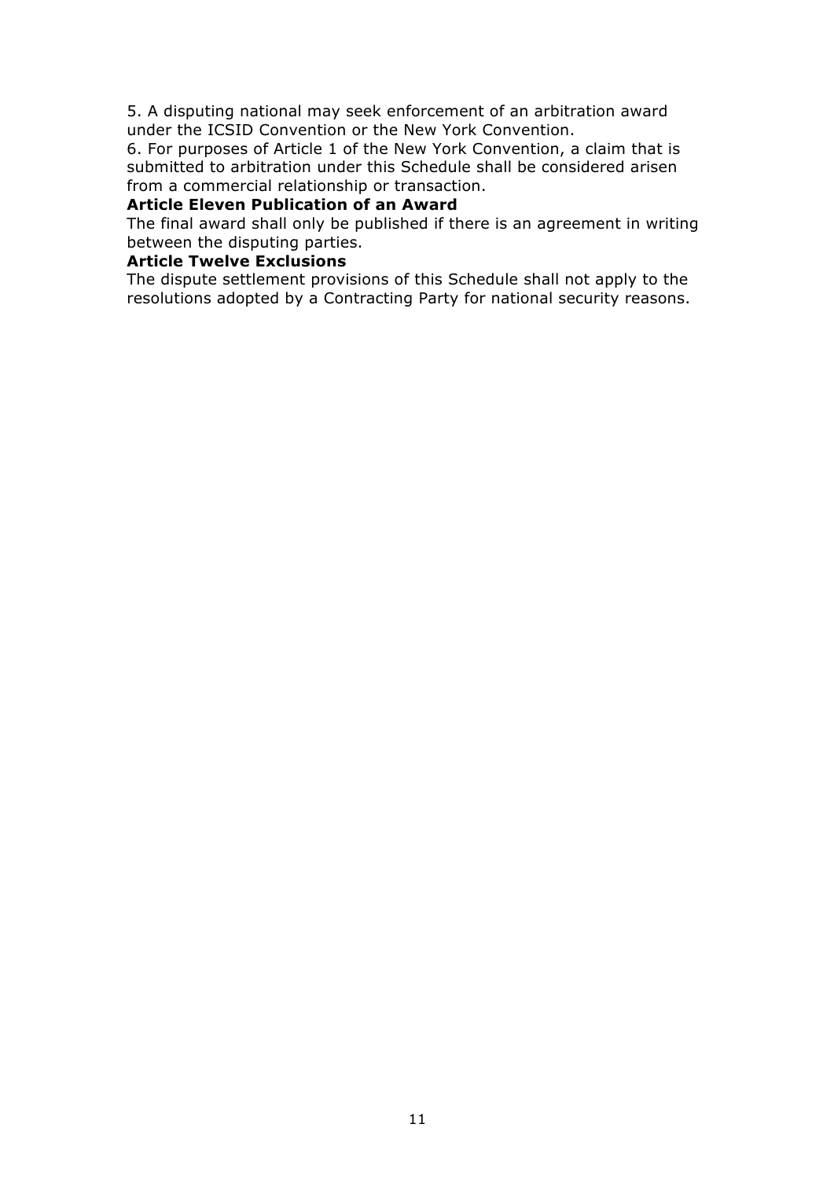5. A disputing national may seek enforcement of an arbitration award under the ICSID Convention or the New York Convention.

6. For purposes of Article 1 of the New York Convention, a claim that is submitted to arbitration under this Schedule shall be considered arisen from a commercial relationship or transaction.

**Article Eleven Publication of an Award**

The final award shall only be published if there is an agreement in writing between the disputing parties.

**Article Twelve Exclusions**

The dispute settlement provisions of this Schedule shall not apply to the resolutions adopted by a Contracting Party for national security reasons.